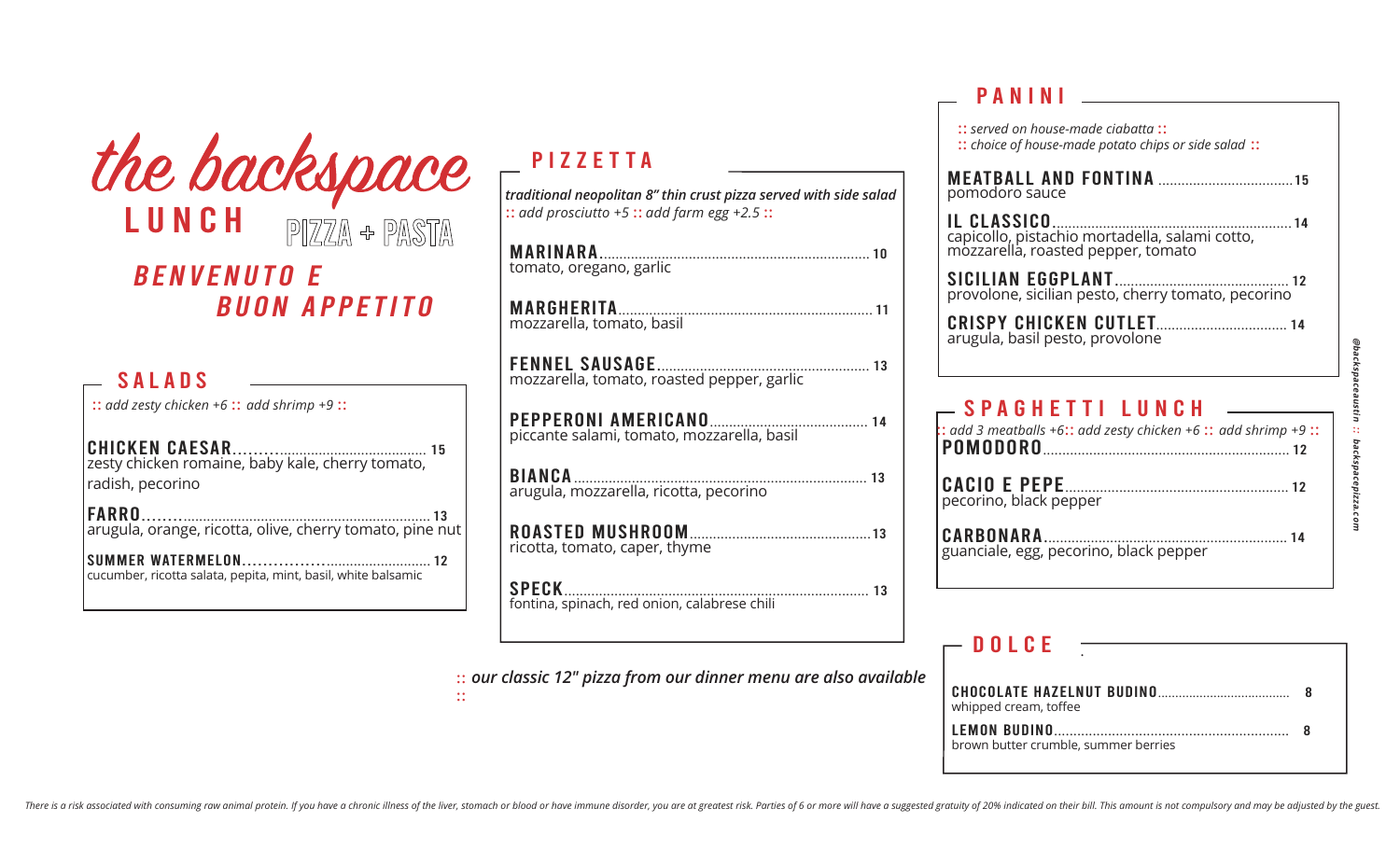# the backspace

## LUNCH

PIZZA + PASTA

## BENVENUTO E BUON APPETITO

## SALADS

:: *add zesty chicken +6* :: *add shrimp +9* ::

**CHICKEN CAESAR** ........ 15
zesty chicken romaine, baby kale, cherry tomato, radish, pecorino

**FARRO** ........ 13
arugula, orange, ricotta, olive, cherry tomato, pine nut

**SUMMER WATERMELON** ........ 12
cucumber, ricotta salata, pepita, mint, basil, white balsamic

## PIZZETTA

***traditional neopolitan 8" thin crust pizza served with side salad***
:: *add prosciutto +5* :: *add farm egg +2.5* ::

**MARINARA** ........ 10
tomato, oregano, garlic

**MARGHERITA** ........ 11
mozzarella, tomato, basil

**FENNEL SAUSAGE** ........ 13
mozzarella, tomato, roasted pepper, garlic

**PEPPERONI AMERICANO** ........ 14
piccante salami, tomato, mozzarella, basil

**BIANCA** ........ 13
arugula, mozzarella, ricotta, pecorino

**ROASTED MUSHROOM** ........ 13
ricotta, tomato, caper, thyme

**SPECK** ........ 13
fontina, spinach, red onion, calabrese chili

:: ***our classic 12" pizza from our dinner menu are also available*** ::

## PANINI

:: *served on house-made ciabatta* ::
:: *choice of house-made potato chips or side salad* ::

**MEATBALL AND FONTINA** ........ 15
pomodoro sauce

**IL CLASSICO** ........ 14
capicollo, pistachio mortadella, salami cotto, mozzarella, roasted pepper, tomato

**SICILIAN EGGPLANT** ........ 12
provolone, sicilian pesto, cherry tomato, pecorino

**CRISPY CHICKEN CUTLET** ........ 14
arugula, basil pesto, provolone

## SPAGHETTI LUNCH

:: *add 3 meatballs +6* :: *add zesty chicken +6* :: *add shrimp +9* ::

**POMODORO** ........ 12

**CACIO E PEPE** ........ 12
pecorino, black pepper

**CARBONARA** ........ 14
guanciale, egg, pecorino, black pepper

## DOLCE

**CHOCOLATE HAZELNUT BUDINO** ........ 8
whipped cream, toffee

**LEMON BUDINO** ........ 8
brown butter crumble, summer berries

*@backspaceaustin :: backspacepizza.com*

*There is a risk associated with consuming raw animal protein. If you have a chronic illness of the liver, stomach or blood or have immune disorder, you are at greatest risk. Parties of 6 or more will have a suggested gratuity of 20% indicated on their bill. This amount is not compulsory and may be adjusted by the guest.*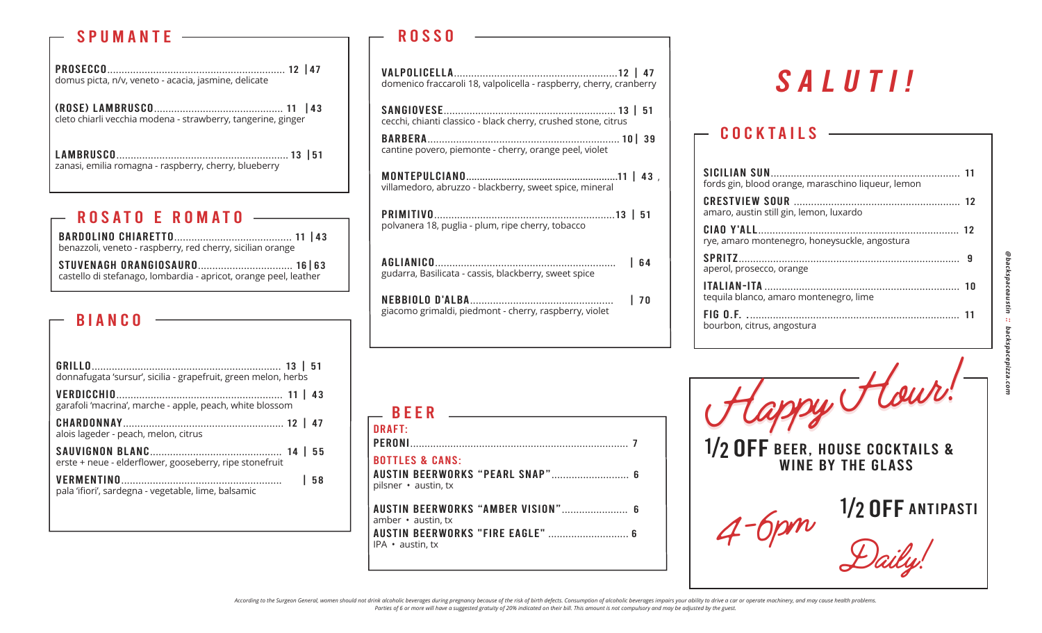## SPUMANTE

**PROSECCO** .............................................. 12 | 47
domus picta, n/v, veneto - acacia, jasmine, delicate

**(ROSE) LAMBRUSCO** .............................................. 11 | 43
cleto chiarli vecchia modena - strawberry, tangerine, ginger

**LAMBRUSCO** .............................................. 13 | 51
zanasi, emilia romagna - raspberry, cherry, blueberry

## ROSATO E ROMATO

**BARDOLINO CHIARETTO** .............................................. 11 | 43
benazzoli, veneto - raspberry, red cherry, sicilian orange

**STUVENAGH ORANGIOSAURO** .............................................. 16 | 63
castello di stefanago, lombardia - apricot, orange peel, leather

## BIANCO

**GRILLO** .............................................. 13 | 51
donnafugata 'sursur', sicilia - grapefruit, green melon, herbs

**VERDICCHIO** .............................................. 11 | 43
garafoli 'macrina', marche - apple, peach, white blossom

**CHARDONNAY** .............................................. 12 | 47
alois lageder - peach, melon, citrus

**SAUVIGNON BLANC** .............................................. 14 | 55
erste + neue - elderflower, gooseberry, ripe stonefruit

**VERMENTINO** .............................................. | 58
pala 'ifiori', sardegna - vegetable, lime, balsamic

## ROSSO

**VALPOLICELLA** .............................................. 12 | 47
domenico fraccaroli 18, valpolicella - raspberry, cherry, cranberry

**SANGIOVESE** .............................................. 13 | 51
cecchi, chianti classico - black cherry, crushed stone, citrus

**BARBERA** .............................................. 10 | 39
cantine povero, piemonte - cherry, orange peel, violet

**MONTEPULCIANO** .............................................. 11 | 43
villamedoro, abruzzo - blackberry, sweet spice, mineral

**PRIMITIVO** .............................................. 13 | 51
polvanera 18, puglia - plum, ripe cherry, tobacco

**AGLIANICO** .............................................. | 64
gudarra, Basilicata - cassis, blackberry, sweet spice

**NEBBIOLO D'ALBA** .............................................. | 70
giacomo grimaldi, piedmont - cherry, raspberry, violet

## BEER

**DRAFT:**

**PERONI** .............................................. 7

**BOTTLES & CANS:**

**AUSTIN BEERWORKS "PEARL SNAP"** .............................................. 6
pilsner • austin, tx

**AUSTIN BEERWORKS "AMBER VISION"** .............................................. 6
amber • austin, tx

**AUSTIN BEERWORKS "FIRE EAGLE"** .............................................. 6
IPA • austin, tx

# SALUTI!

## COCKTAILS

**SICILIAN SUN** .............................................. 11
fords gin, blood orange, maraschino liqueur, lemon

**CRESTVIEW SOUR** .............................................. 12
amaro, austin still gin, lemon, luxardo

**CIAO Y'ALL** .............................................. 12
rye, amaro montenegro, honeysuckle, angostura

**SPRITZ** .............................................. 9
aperol, prosecco, orange

**ITALIAN-ITA** .............................................. 10
tequila blanco, amaro montenegro, lime

**FIG O.F.** .............................................. 11
bourbon, citrus, angostura

## Happy Hour!

**1/2 OFF** BEER, HOUSE COCKTAILS & WINE BY THE GLASS

4-6pm

**1/2 OFF** ANTIPASTI

Daily!

@backspaceaustin :: backspacepizza.com

*According to the Surgeon General, women should not drink alcoholic beverages during pregnancy because of the risk of birth defects. Consumption of alcoholic beverages impairs your ability to drive a car or operate machinery, and may cause health problems.*
*Parties of 6 or more will have a suggested gratuity of 20% indicated on their bill. This amount is not compulsory and may be adjusted by the guest.*